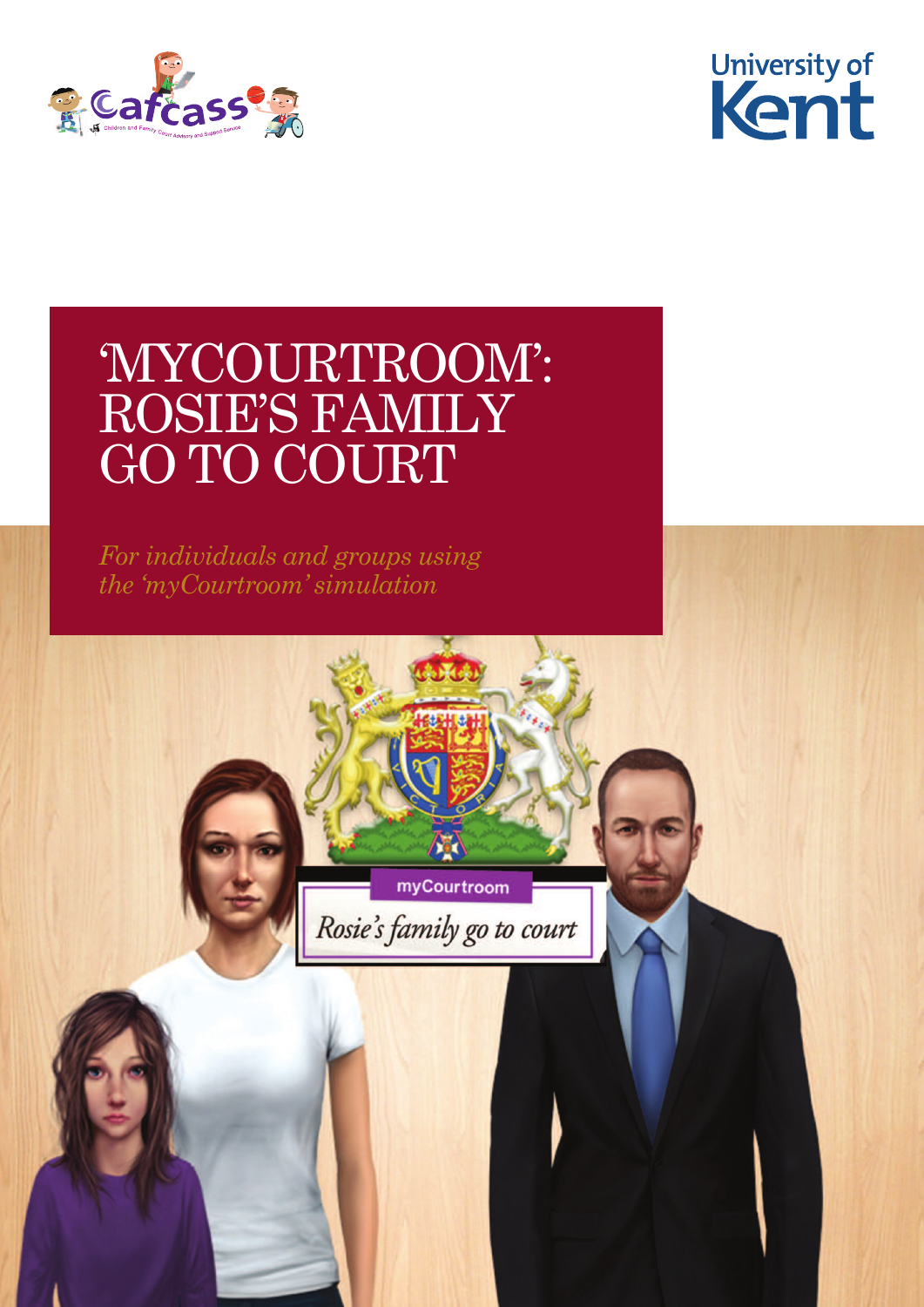# 'MYCOURTROOM': ROSIE'S FAMILY GO TO COURT

*For individuals and groups using the 'myCourtroom' simulation*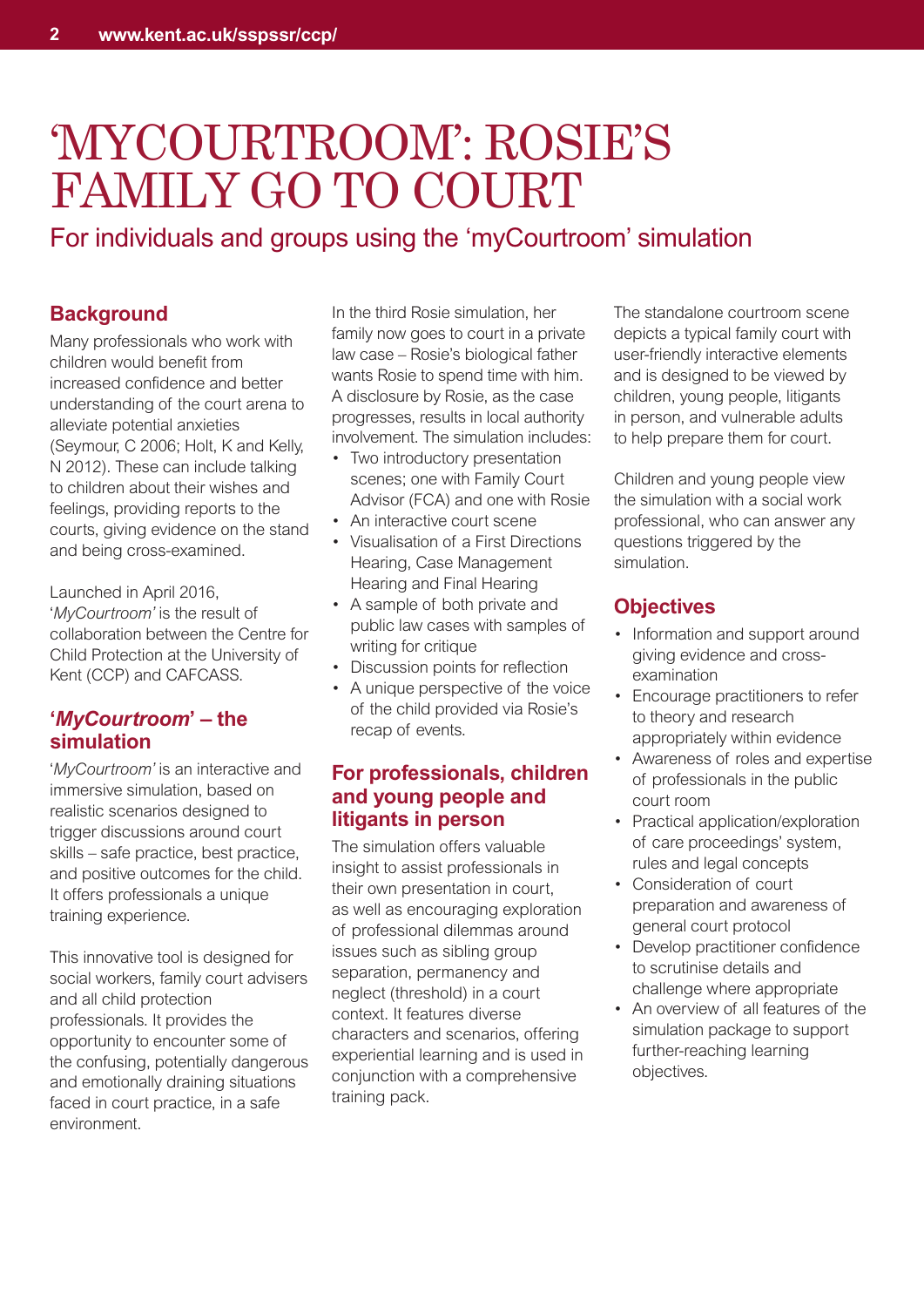# 'MYCOURTROOM': ROSIE'S FAMILY GO TO COURT

For individuals and groups using the 'myCourtroom' simulation

## Background

Many professionals who work with children would benefit from increased confidence and better understanding of the court arena to alleviate potential anxieties (Seymour, C 2006; Holt, K and Kelly, N 2012). These can include talking to children about their wishes and feelings, providing reports to the courts, giving evidence on the stand and being cross-examined.

Launched in April 2016, '*MyCourtroom'* is the result of collaboration between the Centre for Child Protection at the University of Kent (CCP) and CAFCASS.

## '*MyCourtroom*' – the simulation

'*MyCourtroom'* is an interactive and immersive simulation, based on realistic scenarios designed to trigger discussions around court skills – safe practice, best practice, and positive outcomes for the child. It offers professionals a unique training experience.

This innovative tool is designed for social workers, family court advisers and all child protection professionals. It provides the opportunity to encounter some of the confusing, potentially dangerous and emotionally draining situations faced in court practice, in a safe environment.

In the third Rosie simulation, her family now goes to court in a private law case – Rosie's biological father wants Rosie to spend time with him. A disclosure by Rosie, as the case progresses, results in local authority involvement. The simulation includes:

- Two introductory presentation scenes; one with Family Court Advisor (FCA) and one with Rosie
- An interactive court scene
- Visualisation of a First Directions Hearing, Case Management Hearing and Final Hearing
- A sample of both private and public law cases with samples of writing for critique
- Discussion points for reflection
- A unique perspective of the voice of the child provided via Rosie's recap of events.

## For professionals, children and young people and litigants in person

The simulation offers valuable insight to assist professionals in their own presentation in court, as well as encouraging exploration of professional dilemmas around issues such as sibling group separation, permanency and neglect (threshold) in a court context. It features diverse characters and scenarios, offering experiential learning and is used in conjunction with a comprehensive training pack.

The standalone courtroom scene depicts a typical family court with user-friendly interactive elements and is designed to be viewed by children, young people, litigants in person, and vulnerable adults to help prepare them for court.

Children and young people view the simulation with a social work professional, who can answer any questions triggered by the simulation.

## Objectives

- Information and support around giving evidence and cross-examination
- Encourage practitioners to refer to theory and research appropriately within evidence
- Awareness of roles and expertise of professionals in the public court room
- Practical application/exploration of care proceedings' system, rules and legal concepts
- Consideration of court preparation and awareness of general court protocol
- Develop practitioner confidence to scrutinise details and challenge where appropriate
- An overview of all features of the simulation package to support further-reaching learning objectives.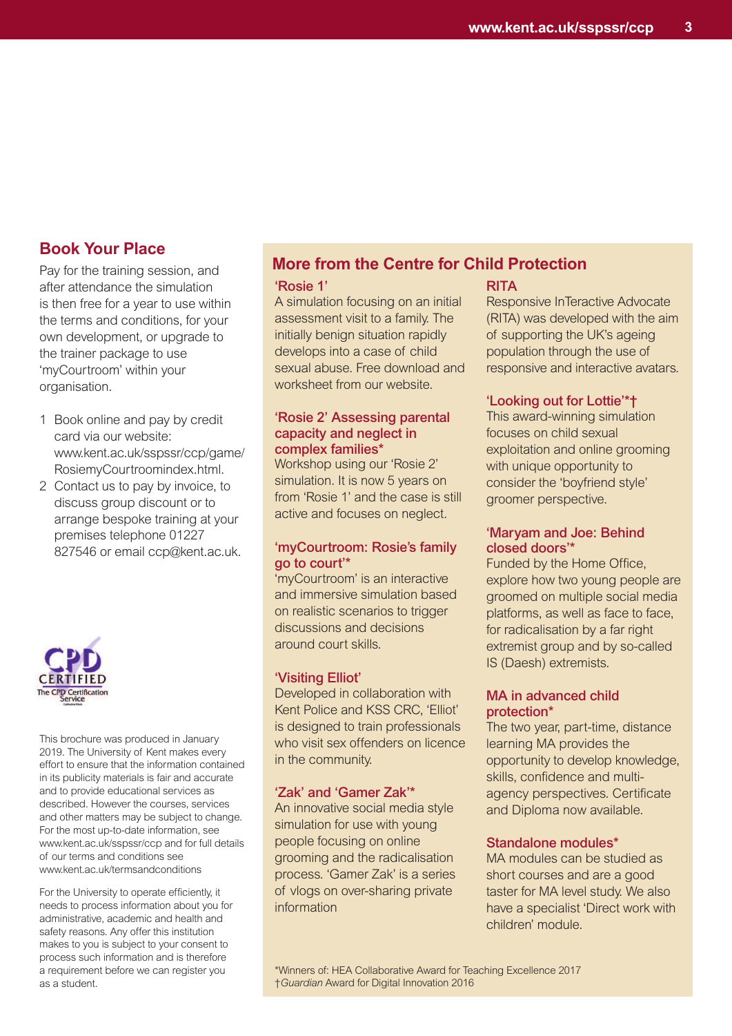## Book Your Place

Pay for the training session, and after attendance the simulation is then free for a year to use within the terms and conditions, for your own development, or upgrade to the trainer package to use 'myCourtroom' within your organisation.

1. Book online and pay by credit card via our website: www.kent.ac.uk/sspssr/ccp/game/RosiemyCourtroomindex.html.
2. Contact us to pay by invoice, to discuss group discount or to arrange bespoke training at your premises telephone 01227 827546 or email ccp@kent.ac.uk.

CPD CERTIFIED The CPD Certification Service

This brochure was produced in January 2019. The University of Kent makes every effort to ensure that the information contained in its publicity materials is fair and accurate and to provide educational services as described. However the courses, services and other matters may be subject to change. For the most up-to-date information, see www.kent.ac.uk/sspssr/ccp and for full details of our terms and conditions see www.kent.ac.uk/termsandconditions

For the University to operate efficiently, it needs to process information about you for administrative, academic and health and safety reasons. Any offer this institution makes to you is subject to your consent to process such information and is therefore a requirement before we can register you as a student.

## More from the Centre for Child Protection

### 'Rosie 1'

A simulation focusing on an initial assessment visit to a family. The initially benign situation rapidly develops into a case of child sexual abuse. Free download and worksheet from our website.

### 'Rosie 2' Assessing parental capacity and neglect in complex families*

Workshop using our 'Rosie 2' simulation. It is now 5 years on from 'Rosie 1' and the case is still active and focuses on neglect.

### 'myCourtroom: Rosie's family go to court'*

'myCourtroom' is an interactive and immersive simulation based on realistic scenarios to trigger discussions and decisions around court skills.

### 'Visiting Elliot'

Developed in collaboration with Kent Police and KSS CRC, 'Elliot' is designed to train professionals who visit sex offenders on licence in the community.

### 'Zak' and 'Gamer Zak'*

An innovative social media style simulation for use with young people focusing on online grooming and the radicalisation process. 'Gamer Zak' is a series of vlogs on over-sharing private information

### RITA

Responsive InTeractive Advocate (RITA) was developed with the aim of supporting the UK's ageing population through the use of responsive and interactive avatars.

### 'Looking out for Lottie'*†

This award-winning simulation focuses on child sexual exploitation and online grooming with unique opportunity to consider the 'boyfriend style' groomer perspective.

### 'Maryam and Joe: Behind closed doors'*

Funded by the Home Office, explore how two young people are groomed on multiple social media platforms, as well as face to face, for radicalisation by a far right extremist group and by so-called IS (Daesh) extremists.

### MA in advanced child protection*

The two year, part-time, distance learning MA provides the opportunity to develop knowledge, skills, confidence and multi-agency perspectives. Certificate and Diploma now available.

### Standalone modules*

MA modules can be studied as short courses and are a good taster for MA level study. We also have a specialist 'Direct work with children' module.

*Winners of: HEA Collaborative Award for Teaching Excellence 2017
†*Guardian* Award for Digital Innovation 2016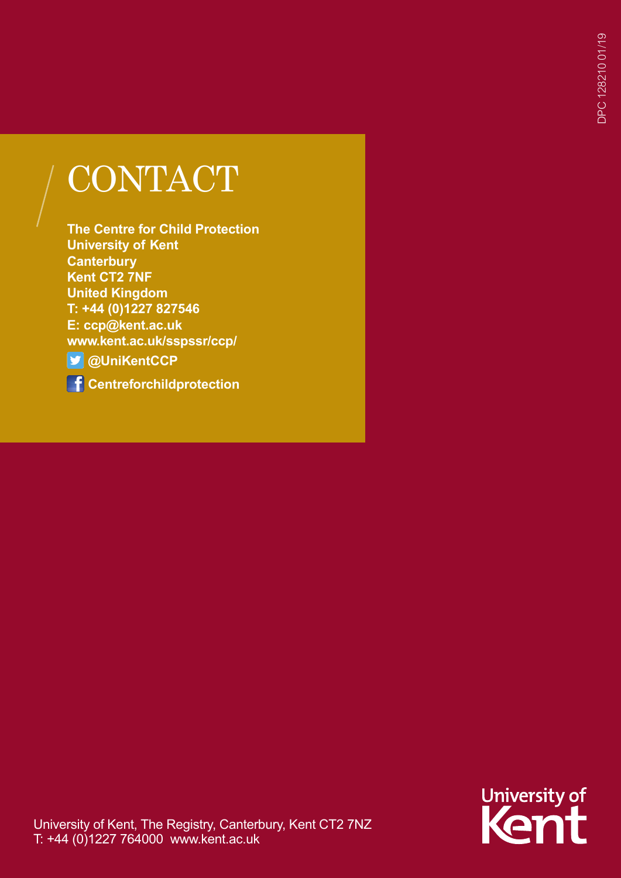# CONTACT

**The Centre for Child Protection**
**University of Kent**
**Canterbury**
**Kent CT2 7NF**
**United Kingdom**
**T: +44 (0)1227 827546**
**E: ccp@kent.ac.uk**
**www.kent.ac.uk/sspssr/ccp/**

**@UniKentCCP**

**Centreforchildprotection**

DPC 128210 01/19

University of Kent, The Registry, Canterbury, Kent CT2 7NZ
T: +44 (0)1227 764000 www.kent.ac.uk

University of Kent